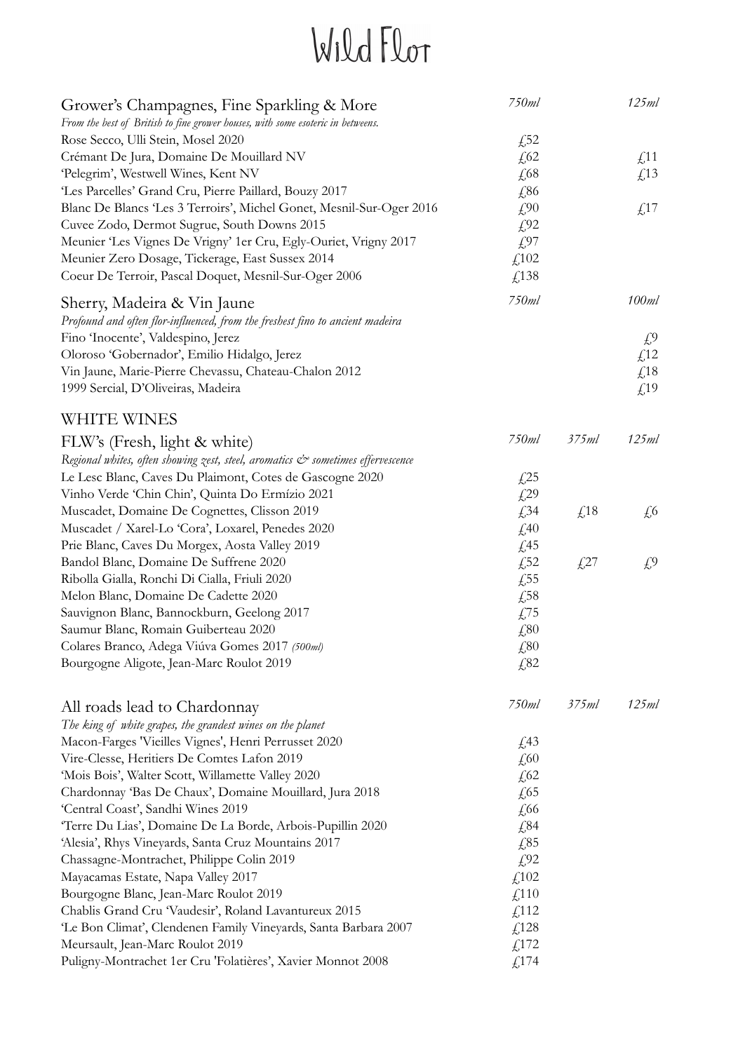# Wild Flor

## Grower's Champagnes, Fine Sparkling & More

*From the best of British to fine grower houses, with some esoteric in betweens.*

| | 750ml | 125ml |
|---|---|---|
| Rose Secco, Ulli Stein, Mosel 2020 | £52 | |
| Crémant De Jura, Domaine De Mouillard NV | £62 | £11 |
| 'Pelegrim', Westwell Wines, Kent NV | £68 | £13 |
| 'Les Parcelles' Grand Cru, Pierre Paillard, Bouzy 2017 | £86 | |
| Blanc De Blancs 'Les 3 Terroirs', Michel Gonet, Mesnil-Sur-Oger 2016 | £90 | £17 |
| Cuvee Zodo, Dermot Sugrue, South Downs 2015 | £92 | |
| Meunier 'Les Vignes De Vrigny' 1er Cru, Egly-Ouriet, Vrigny 2017 | £97 | |
| Meunier Zero Dosage, Tickerage, East Sussex 2014 | £102 | |
| Coeur De Terroir, Pascal Doquet, Mesnil-Sur-Oger 2006 | £138 | |

## Sherry, Madeira & Vin Jaune

*Profound and often flor-influenced, from the freshest fino to ancient madeira*

| | 750ml | 100ml |
|---|---|---|
| Fino 'Inocente', Valdespino, Jerez | | £9 |
| Oloroso 'Gobernador', Emilio Hidalgo, Jerez | | £12 |
| Vin Jaune, Marie-Pierre Chevassu, Chateau-Chalon 2012 | | £18 |
| 1999 Sercial, D'Oliveiras, Madeira | | £19 |

# WHITE WINES

## FLW's (Fresh, light & white)

*Regional whites, often showing zest, steel, aromatics & sometimes effervescence*

| | 750ml | 375ml | 125ml |
|---|---|---|---|
| Le Lesc Blanc, Caves Du Plaimont, Cotes de Gascogne 2020 | £25 | | |
| Vinho Verde 'Chin Chin', Quinta Do Ermízio 2021 | £29 | | |
| Muscadet, Domaine De Cognettes, Clisson 2019 | £34 | £18 | £6 |
| Muscadet / Xarel-Lo 'Cora', Loxarel, Penedes 2020 | £40 | | |
| Prie Blanc, Caves Du Morgex, Aosta Valley 2019 | £45 | | |
| Bandol Blanc, Domaine De Suffrene 2020 | £52 | £27 | £9 |
| Ribolla Gialla, Ronchi Di Cialla, Friuli 2020 | £55 | | |
| Melon Blanc, Domaine De Cadette 2020 | £58 | | |
| Sauvignon Blanc, Bannockburn, Geelong 2017 | £75 | | |
| Saumur Blanc, Romain Guiberteau 2020 | £80 | | |
| Colares Branco, Adega Viúva Gomes 2017 *(500ml)* | £80 | | |
| Bourgogne Aligote, Jean-Marc Roulot 2019 | £82 | | |

## All roads lead to Chardonnay

*The king of white grapes, the grandest wines on the planet*

| | 750ml | 375ml | 125ml |
|---|---|---|---|
| Macon-Farges 'Vieilles Vignes', Henri Perrusset 2020 | £43 | | |
| Vire-Clesse, Heritiers De Comtes Lafon 2019 | £60 | | |
| 'Mois Bois', Walter Scott, Willamette Valley 2020 | £62 | | |
| Chardonnay 'Bas De Chaux', Domaine Mouillard, Jura 2018 | £65 | | |
| 'Central Coast', Sandhi Wines 2019 | £66 | | |
| 'Terre Du Lias', Domaine De La Borde, Arbois-Pupillin 2020 | £84 | | |
| 'Alesia', Rhys Vineyards, Santa Cruz Mountains 2017 | £85 | | |
| Chassagne-Montrachet, Philippe Colin 2019 | £92 | | |
| Mayacamas Estate, Napa Valley 2017 | £102 | | |
| Bourgogne Blanc, Jean-Marc Roulot 2019 | £110 | | |
| Chablis Grand Cru 'Vaudesir', Roland Lavantureux 2015 | £112 | | |
| 'Le Bon Climat', Clendenen Family Vineyards, Santa Barbara 2007 | £128 | | |
| Meursault, Jean-Marc Roulot 2019 | £172 | | |
| Puligny-Montrachet 1er Cru 'Folatières', Xavier Monnot 2008 | £174 | | |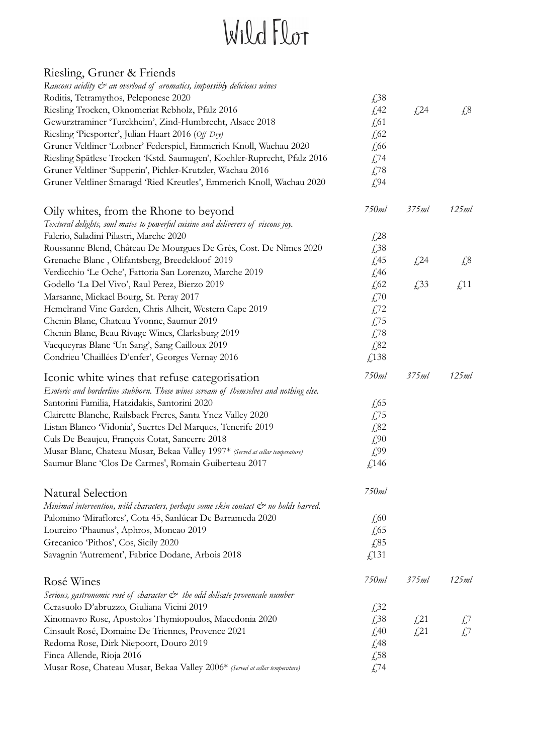# Wild Flor

## Riesling, Gruner & Friends

*Raucous acidity & an overload of aromatics, impossibly delicious wines*

| Wine | 750ml | 375ml | 125ml |
|---|---|---|---|
| Roditis, Tetramythos, Peleponese 2020 | £38 | | |
| Riesling Trocken, Oknomeriat Rebholz, Pfalz 2016 | £42 | £24 | £8 |
| Gewurztraminer 'Turckheim', Zind-Humbrecht, Alsace 2018 | £61 | | |
| Riesling 'Piesporter', Julian Haart 2016 (*Off Dry*) | £62 | | |
| Gruner Veltliner 'Loibner' Federspiel, Emmerich Knoll, Wachau 2020 | £66 | | |
| Riesling Spätlese Trocken 'Kstd. Saumagen', Koehler-Ruprecht, Pfalz 2016 | £74 | | |
| Gruner Veltliner 'Supperin', Pichler-Krutzler, Wachau 2016 | £78 | | |
| Gruner Veltliner Smaragd 'Ried Kreutles', Emmerich Knoll, Wachau 2020 | £94 | | |

## Oily whites, from the Rhone to beyond

*Textural delights, soul mates to powerful cuisine and deliverers of viscous joy.*

| Wine | *750ml* | *375ml* | *125ml* |
|---|---|---|---|
| Falerio, Saladini Pilastri, Marche 2020 | £28 | | |
| Roussanne Blend, Château De Mourgues De Grès, Cost. De Nîmes 2020 | £38 | | |
| Grenache Blanc , Olifantsberg, Breedekloof 2019 | £45 | £24 | £8 |
| Verdicchio 'Le Oche', Fattoria San Lorenzo, Marche 2019 | £46 | | |
| Godello 'La Del Vivo', Raul Perez, Bierzo 2019 | £62 | £33 | £11 |
| Marsanne, Mickael Bourg, St. Peray 2017 | £70 | | |
| Hemelrand Vine Garden, Chris Alheit, Western Cape 2019 | £72 | | |
| Chenin Blanc, Chateau Yvonne, Saumur 2019 | £75 | | |
| Chenin Blanc, Beau Rivage Wines, Clarksburg 2019 | £78 | | |
| Vacqueyras Blanc 'Un Sang', Sang Cailloux 2019 | £82 | | |
| Condrieu 'Chaillées D'enfer', Georges Vernay 2016 | £138 | | |

## Iconic white wines that refuse categorisation

*Esoteric and borderline stubborn. These wines scream of themselves and nothing else.*

| Wine | *750ml* | *375ml* | *125ml* |
|---|---|---|---|
| Santorini Familia, Hatzidakis, Santorini 2020 | £65 | | |
| Clairette Blanche, Railsback Freres, Santa Ynez Valley 2020 | £75 | | |
| Listan Blanco 'Vidonia', Suertes Del Marques, Tenerife 2019 | £82 | | |
| Culs De Beaujeu, François Cotat, Sancerre 2018 | £90 | | |
| Musar Blanc, Chateau Musar, Bekaa Valley 1997* *(Served at cellar temperature)* | £99 | | |
| Saumur Blanc 'Clos De Carmes', Romain Guiberteau 2017 | £146 | | |

## Natural Selection

*Minimal intervention, wild characters, perhaps some skin contact & no holds barred.*

| Wine | *750ml* |
|---|---|
| Palomino 'Miraflores', Cota 45, Sanlúcar De Barrameda 2020 | £60 |
| Loureiro 'Phaunus', Aphros, Moncao 2019 | £65 |
| Grecanico 'Pithos', Cos, Sicily 2020 | £85 |
| Savagnin 'Autrement', Fabrice Dodane, Arbois 2018 | £131 |

## Rosé Wines

*Serious, gastronomic rosé of character & the odd delicate provencale number*

| Wine | *750ml* | *375ml* | *125ml* |
|---|---|---|---|
| Cerasuolo D'abruzzo, Giuliana Vicini 2019 | £32 | | |
| Xinomavro Rose, Apostolos Thymiopoulos, Macedonia 2020 | £38 | £21 | £7 |
| Cinsault Rosé, Domaine De Triennes, Provence 2021 | £40 | £21 | £7 |
| Redoma Rose, Dirk Niepoort, Douro 2019 | £48 | | |
| Finca Allende, Rioja 2016 | £58 | | |
| Musar Rose, Chateau Musar, Bekaa Valley 2006* *(Served at cellar temperature)* | £74 | | |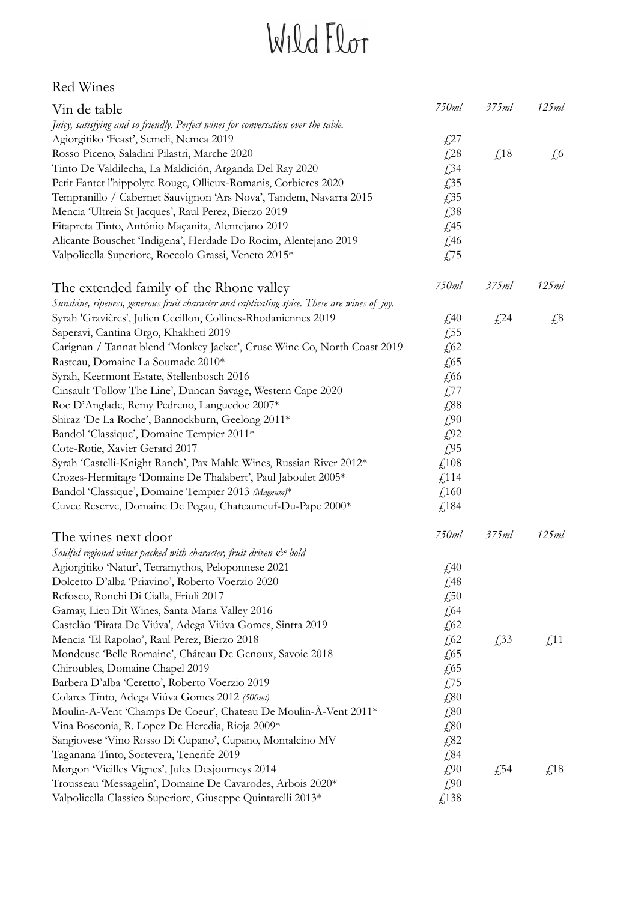# Wild Flor

## Red Wines

| Vin de table | 750ml | 375ml | 125ml |
|---|---|---|---|
| *Juicy, satisfying and so friendly. Perfect wines for conversation over the table.* | | | |
| Agiorgitiko 'Feast', Semeli, Nemea 2019 | £27 | | |
| Rosso Piceno, Saladini Pilastri, Marche 2020 | £28 | £18 | £6 |
| Tinto De Valdilecha, La Maldición, Arganda Del Ray 2020 | £34 | | |
| Petit Fantet l'hippolyte Rouge, Ollieux-Romanis, Corbieres 2020 | £35 | | |
| Tempranillo / Cabernet Sauvignon 'Ars Nova', Tandem, Navarra 2015 | £35 | | |
| Mencia 'Ultreia St Jacques', Raul Perez, Bierzo 2019 | £38 | | |
| Fitapreta Tinto, António Maçanita, Alentejano 2019 | £45 | | |
| Alicante Bouschet 'Indigena', Herdade Do Rocim, Alentejano 2019 | £46 | | |
| Valpolicella Superiore, Roccolo Grassi, Veneto 2015* | £75 | | |

| The extended family of the Rhone valley | 750ml | 375ml | 125ml |
|---|---|---|---|
| *Sunshine, ripeness, generous fruit character and captivating spice. These are wines of joy.* | | | |
| Syrah 'Gravières', Julien Cecillon, Collines-Rhodaniennes 2019 | £40 | £24 | £8 |
| Saperavi, Cantina Orgo, Khakheti 2019 | £55 | | |
| Carignan / Tannat blend 'Monkey Jacket', Cruse Wine Co, North Coast 2019 | £62 | | |
| Rasteau, Domaine La Soumade 2010* | £65 | | |
| Syrah, Keermont Estate, Stellenbosch 2016 | £66 | | |
| Cinsault 'Follow The Line', Duncan Savage, Western Cape 2020 | £77 | | |
| Roc D'Anglade, Remy Pedreno, Languedoc 2007* | £88 | | |
| Shiraz 'De La Roche', Bannockburn, Geelong 2011* | £90 | | |
| Bandol 'Classique', Domaine Tempier 2011* | £92 | | |
| Cote-Rotie, Xavier Gerard 2017 | £95 | | |
| Syrah 'Castelli-Knight Ranch', Pax Mahle Wines, Russian River 2012* | £108 | | |
| Crozes-Hermitage 'Domaine De Thalabert', Paul Jaboulet 2005* | £114 | | |
| Bandol 'Classique', Domaine Tempier 2013 *(Magnum)** | £160 | | |
| Cuvee Reserve, Domaine De Pegau, Chateauneuf-Du-Pape 2000* | £184 | | |

| The wines next door | 750ml | 375ml | 125ml |
|---|---|---|---|
| *Soulful regional wines packed with character, fruit driven & bold* | | | |
| Agiorgitiko 'Natur', Tetramythos, Peloponnese 2021 | £40 | | |
| Dolcetto D'alba 'Priavino', Roberto Voerzio 2020 | £48 | | |
| Refosco, Ronchi Di Cialla, Friuli 2017 | £50 | | |
| Gamay, Lieu Dit Wines, Santa Maria Valley 2016 | £64 | | |
| Castelão 'Pirata De Viúva', Adega Viúva Gomes, Sintra 2019 | £62 | | |
| Mencia 'El Rapolao', Raul Perez, Bierzo 2018 | £62 | £33 | £11 |
| Mondeuse 'Belle Romaine', Château De Genoux, Savoie 2018 | £65 | | |
| Chiroubles, Domaine Chapel 2019 | £65 | | |
| Barbera D'alba 'Ceretto', Roberto Voerzio 2019 | £75 | | |
| Colares Tinto, Adega Viúva Gomes 2012 *(500ml)* | £80 | | |
| Moulin-A-Vent 'Champs De Coeur', Chateau De Moulin-À-Vent 2011* | £80 | | |
| Vina Bosconia, R. Lopez De Heredia, Rioja 2009* | £80 | | |
| Sangiovese 'Vino Rosso Di Cupano', Cupano, Montalcino MV | £82 | | |
| Taganana Tinto, Sortevera, Tenerife 2019 | £84 | | |
| Morgon 'Vieilles Vignes', Jules Desjourneys 2014 | £90 | £54 | £18 |
| Trousseau 'Messagelin', Domaine De Cavarodes, Arbois 2020* | £90 | | |
| Valpolicella Classico Superiore, Giuseppe Quintarelli 2013* | £138 | | |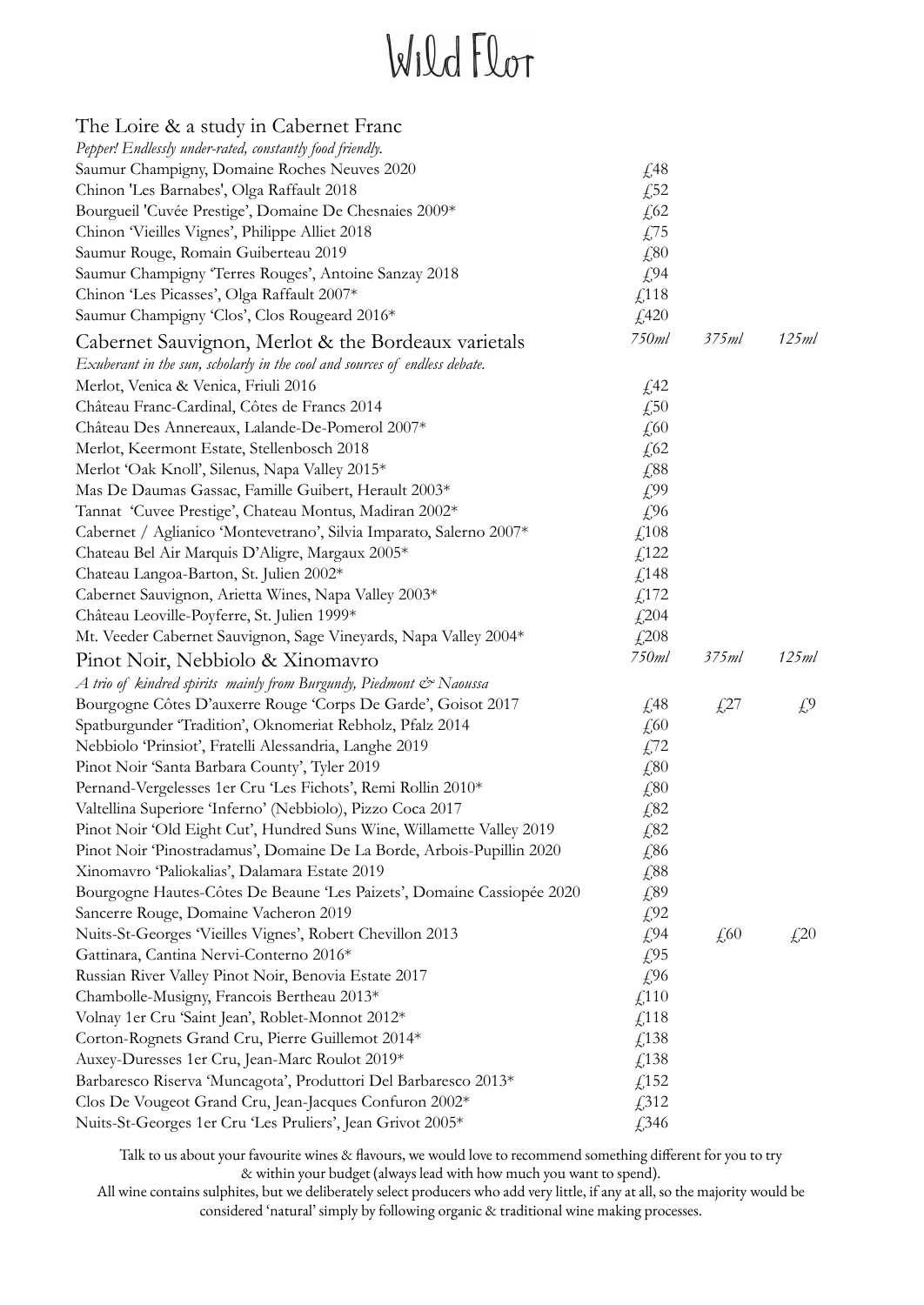# Wild Flor

## The Loire & a study in Cabernet Franc

*Pepper! Endlessly under-rated, constantly food friendly.*

| | |
|---|---|
| Saumur Champigny, Domaine Roches Neuves 2020 | £48 |
| Chinon 'Les Barnabes', Olga Raffault 2018 | £52 |
| Bourgueil 'Cuvée Prestige', Domaine De Chesnaies 2009* | £62 |
| Chinon 'Vieilles Vignes', Philippe Alliet 2018 | £75 |
| Saumur Rouge, Romain Guiberteau 2019 | £80 |
| Saumur Champigny 'Terres Rouges', Antoine Sanzay 2018 | £94 |
| Chinon 'Les Picasses', Olga Raffault 2007* | £118 |
| Saumur Champigny 'Clos', Clos Rougeard 2016* | £420 |

## Cabernet Sauvignon, Merlot & the Bordeaux varietals

*Exuberant in the sun, scholarly in the cool and sources of endless debate.*

| | 750ml | 375ml | 125ml |
|---|---|---|---|
| Merlot, Venica & Venica, Friuli 2016 | £42 | | |
| Château Franc-Cardinal, Côtes de Francs 2014 | £50 | | |
| Château Des Annereaux, Lalande-De-Pomerol 2007* | £60 | | |
| Merlot, Keermont Estate, Stellenbosch 2018 | £62 | | |
| Merlot 'Oak Knoll', Silenus, Napa Valley 2015* | £88 | | |
| Mas De Daumas Gassac, Famille Guibert, Herault 2003* | £99 | | |
| Tannat 'Cuvee Prestige', Chateau Montus, Madiran 2002* | £96 | | |
| Cabernet / Aglianico 'Montevetrano', Silvia Imparato, Salerno 2007* | £108 | | |
| Chateau Bel Air Marquis D'Aligre, Margaux 2005* | £122 | | |
| Chateau Langoa-Barton, St. Julien 2002* | £148 | | |
| Cabernet Sauvignon, Arietta Wines, Napa Valley 2003* | £172 | | |
| Château Leoville-Poyferre, St. Julien 1999* | £204 | | |
| Mt. Veeder Cabernet Sauvignon, Sage Vineyards, Napa Valley 2004* | £208 | | |

## Pinot Noir, Nebbiolo & Xinomavro

*A trio of kindred spirits mainly from Burgundy, Piedmont & Naoussa*

| | 750ml | 375ml | 125ml |
|---|---|---|---|
| Bourgogne Côtes D'auxerre Rouge 'Corps De Garde', Goisot 2017 | £48 | £27 | £9 |
| Spatburgunder 'Tradition', Oknomeriat Rebholz, Pfalz 2014 | £60 | | |
| Nebbiolo 'Prinsiot', Fratelli Alessandria, Langhe 2019 | £72 | | |
| Pinot Noir 'Santa Barbara County', Tyler 2019 | £80 | | |
| Pernand-Vergelesses 1er Cru 'Les Fichots', Remi Rollin 2010* | £80 | | |
| Valtellina Superiore 'Inferno' (Nebbiolo), Pizzo Coca 2017 | £82 | | |
| Pinot Noir 'Old Eight Cut', Hundred Suns Wine, Willamette Valley 2019 | £82 | | |
| Pinot Noir 'Pinostradamus', Domaine De La Borde, Arbois-Pupillin 2020 | £86 | | |
| Xinomavro 'Paliokalias', Dalamara Estate 2019 | £88 | | |
| Bourgogne Hautes-Côtes De Beaune 'Les Paizets', Domaine Cassiopée 2020 | £89 | | |
| Sancerre Rouge, Domaine Vacheron 2019 | £92 | | |
| Nuits-St-Georges 'Vieilles Vignes', Robert Chevillon 2013 | £94 | £60 | £20 |
| Gattinara, Cantina Nervi-Conterno 2016* | £95 | | |
| Russian River Valley Pinot Noir, Benovia Estate 2017 | £96 | | |
| Chambolle-Musigny, Francois Bertheau 2013* | £110 | | |
| Volnay 1er Cru 'Saint Jean', Roblet-Monnot 2012* | £118 | | |
| Corton-Rognets Grand Cru, Pierre Guillemot 2014* | £138 | | |
| Auxey-Duresses 1er Cru, Jean-Marc Roulot 2019* | £138 | | |
| Barbaresco Riserva 'Muncagota', Produttori Del Barbaresco 2013* | £152 | | |
| Clos De Vougeot Grand Cru, Jean-Jacques Confuron 2002* | £312 | | |
| Nuits-St-Georges 1er Cru 'Les Pruliers', Jean Grivot 2005* | £346 | | |

Talk to us about your favourite wines & flavours, we would love to recommend something different for you to try & within your budget (always lead with how much you want to spend).

All wine contains sulphites, but we deliberately select producers who add very little, if any at all, so the majority would be considered 'natural' simply by following organic & traditional wine making processes.